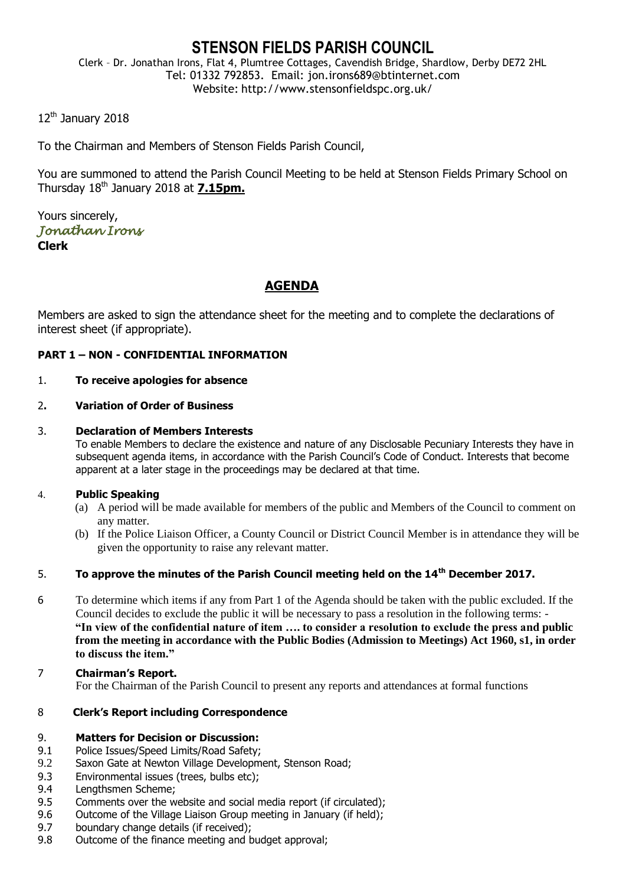# STENSON FIELDS PARISH COUNCIL

Clerk – Dr. Jonathan Irons, Flat 4, Plumtree Cottages, Cavendish Bridge, Shardlow, Derby DE72 2HL
Tel: 01332 792853. Email: jon.irons689@btinternet.com
Website: http://www.stensonfieldspc.org.uk/

12th January 2018

To the Chairman and Members of Stenson Fields Parish Council,

You are summoned to attend the Parish Council Meeting to be held at Stenson Fields Primary School on Thursday 18th January 2018 at **7.15pm.**

Yours sincerely,
*Jonathan Irons*
**Clerk**

## AGENDA

Members are asked to sign the attendance sheet for the meeting and to complete the declarations of interest sheet (if appropriate).

**PART 1 – NON - CONFIDENTIAL INFORMATION**

1. **To receive apologies for absence**

2. **Variation of Order of Business**

3. **Declaration of Members Interests**
   To enable Members to declare the existence and nature of any Disclosable Pecuniary Interests they have in subsequent agenda items, in accordance with the Parish Council's Code of Conduct. Interests that become apparent at a later stage in the proceedings may be declared at that time.

4. **Public Speaking**
   (a) A period will be made available for members of the public and Members of the Council to comment on any matter.
   (b) If the Police Liaison Officer, a County Council or District Council Member is in attendance they will be given the opportunity to raise any relevant matter.

5. **To approve the minutes of the Parish Council meeting held on the 14th December 2017.**

6. To determine which items if any from Part 1 of the Agenda should be taken with the public excluded. If the Council decides to exclude the public it will be necessary to pass a resolution in the following terms: - **"In view of the confidential nature of item …. to consider a resolution to exclude the press and public from the meeting in accordance with the Public Bodies (Admission to Meetings) Act 1960, s1, in order to discuss the item."**

7. **Chairman's Report.**
   For the Chairman of the Parish Council to present any reports and attendances at formal functions

8. **Clerk's Report including Correspondence**

9. **Matters for Decision or Discussion:**
   - 9.1 Police Issues/Speed Limits/Road Safety;
   - 9.2 Saxon Gate at Newton Village Development, Stenson Road;
   - 9.3 Environmental issues (trees, bulbs etc);
   - 9.4 Lengthsmen Scheme;
   - 9.5 Comments over the website and social media report (if circulated);
   - 9.6 Outcome of the Village Liaison Group meeting in January (if held);
   - 9.7 boundary change details (if received);
   - 9.8 Outcome of the finance meeting and budget approval;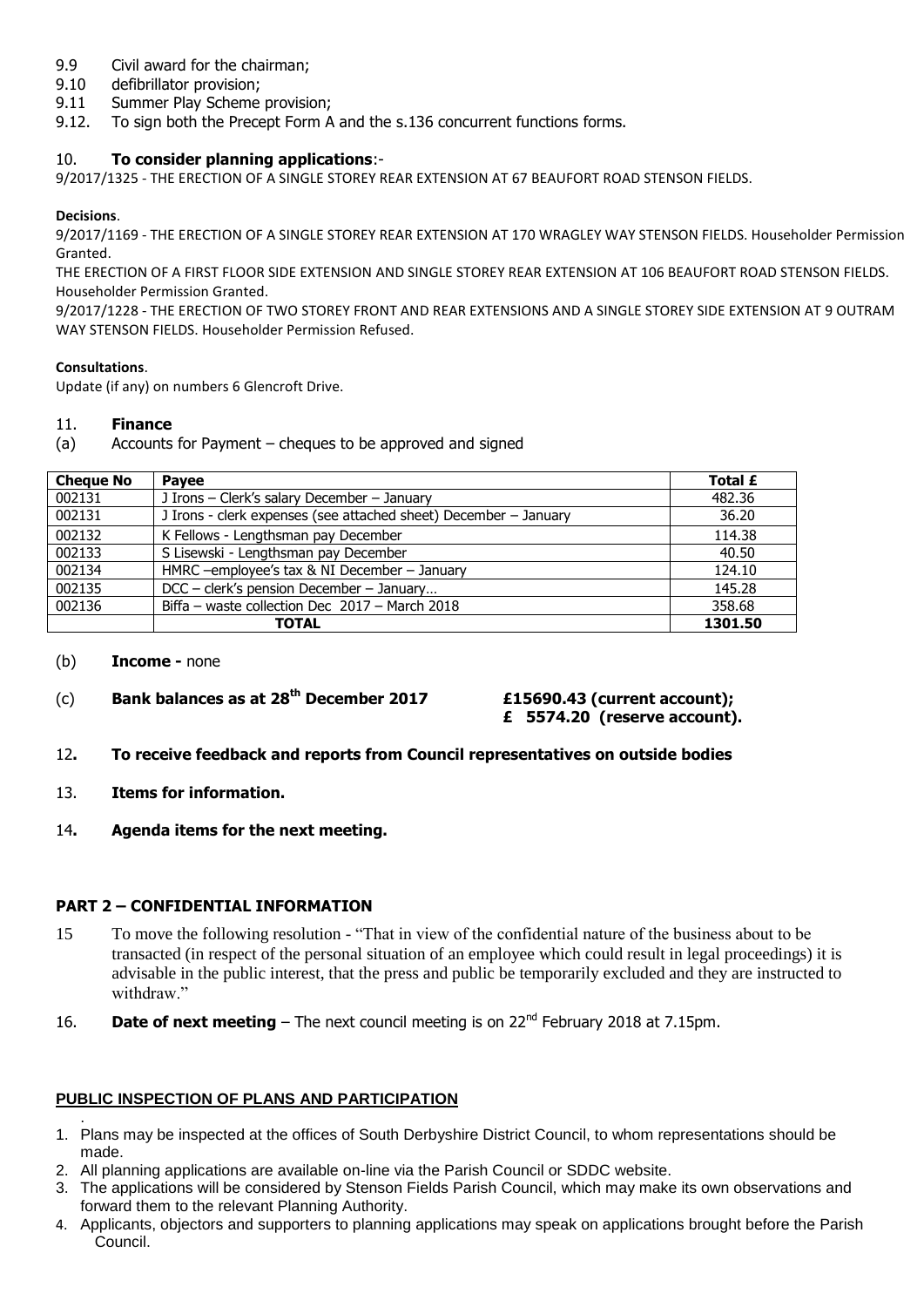9.9 Civil award for the chairman;
9.10 defibrillator provision;
9.11 Summer Play Scheme provision;
9.12. To sign both the Precept Form A and the s.136 concurrent functions forms.

10. **To consider planning applications**:-

9/2017/1325 - THE ERECTION OF A SINGLE STOREY REAR EXTENSION AT 67 BEAUFORT ROAD STENSON FIELDS.

**Decisions**.

9/2017/1169 - THE ERECTION OF A SINGLE STOREY REAR EXTENSION AT 170 WRAGLEY WAY STENSON FIELDS. Householder Permission Granted.

THE ERECTION OF A FIRST FLOOR SIDE EXTENSION AND SINGLE STOREY REAR EXTENSION AT 106 BEAUFORT ROAD STENSON FIELDS. Householder Permission Granted.

9/2017/1228 - THE ERECTION OF TWO STOREY FRONT AND REAR EXTENSIONS AND A SINGLE STOREY SIDE EXTENSION AT 9 OUTRAM WAY STENSON FIELDS. Householder Permission Refused.

**Consultations**.

Update (if any) on numbers 6 Glencroft Drive.

11. **Finance**

(a) Accounts for Payment – cheques to be approved and signed

| Cheque No | Payee | Total £ |
|---|---|---|
| 002131 | J Irons – Clerk's salary December – January | 482.36 |
| 002131 | J Irons - clerk expenses (see attached sheet) December – January | 36.20 |
| 002132 | K Fellows - Lengthsman pay December | 114.38 |
| 002133 | S Lisewski - Lengthsman pay December | 40.50 |
| 002134 | HMRC –employee's tax & NI December – January | 124.10 |
| 002135 | DCC – clerk's pension December – January… | 145.28 |
| 002136 | Biffa – waste collection Dec 2017 – March 2018 | 358.68 |
| | **TOTAL** | **1301.50** |

(b) **Income -** none

(c) **Bank balances as at 28th December 2017** **£15690.43 (current account); £ 5574.20 (reserve account).**

12**. To receive feedback and reports from Council representatives on outside bodies**

13. **Items for information.**

14**. Agenda items for the next meeting.**

**PART 2 – CONFIDENTIAL INFORMATION**

15 To move the following resolution - "That in view of the confidential nature of the business about to be transacted (in respect of the personal situation of an employee which could result in legal proceedings) it is advisable in the public interest, that the press and public be temporarily excluded and they are instructed to withdraw."

16. **Date of next meeting** – The next council meeting is on 22nd February 2018 at 7.15pm.

**PUBLIC INSPECTION OF PLANS AND PARTICIPATION**

1. Plans may be inspected at the offices of South Derbyshire District Council, to whom representations should be made.
2. All planning applications are available on-line via the Parish Council or SDDC website.
3. The applications will be considered by Stenson Fields Parish Council, which may make its own observations and forward them to the relevant Planning Authority.
4. Applicants, objectors and supporters to planning applications may speak on applications brought before the Parish Council.